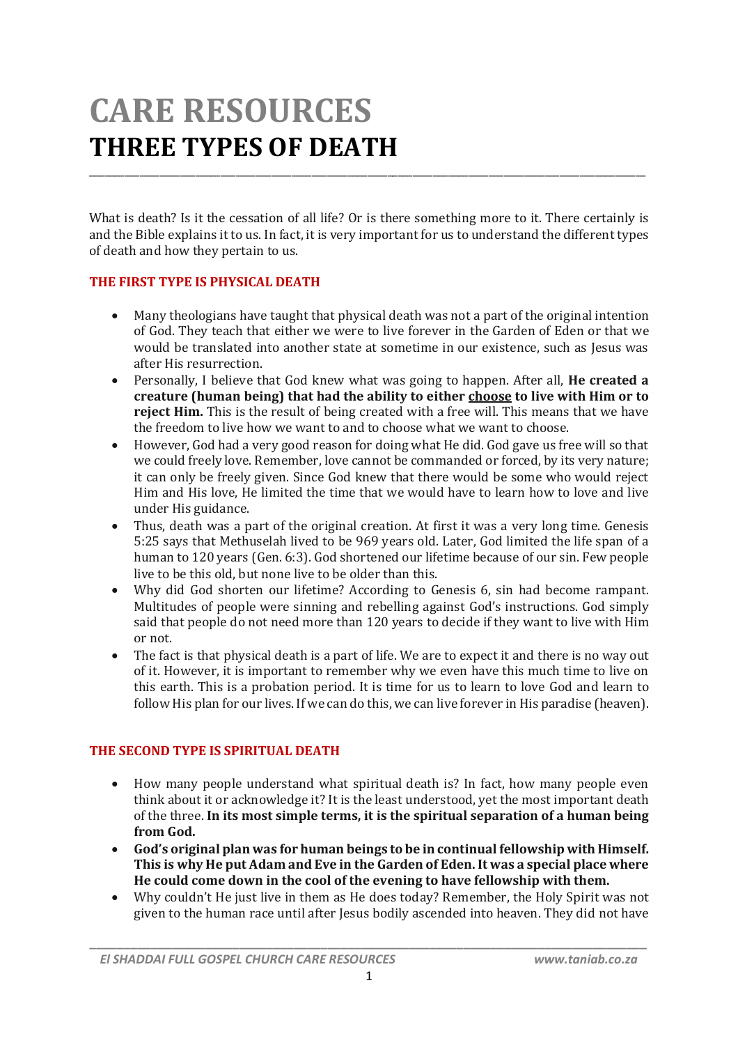# CARE RESOURCES
# THREE TYPES OF DEATH

What is death? Is it the cessation of all life? Or is there something more to it. There certainly is and the Bible explains it to us. In fact, it is very important for us to understand the different types of death and how they pertain to us.

## THE FIRST TYPE IS PHYSICAL DEATH

- Many theologians have taught that physical death was not a part of the original intention of God. They teach that either we were to live forever in the Garden of Eden or that we would be translated into another state at sometime in our existence, such as Jesus was after His resurrection.
- Personally, I believe that God knew what was going to happen. After all, **He created a creature (human being) that had the ability to either <u>choose</u> to live with Him or to reject Him.** This is the result of being created with a free will. This means that we have the freedom to live how we want to and to choose what we want to choose.
- However, God had a very good reason for doing what He did. God gave us free will so that we could freely love. Remember, love cannot be commanded or forced, by its very nature; it can only be freely given. Since God knew that there would be some who would reject Him and His love, He limited the time that we would have to learn how to love and live under His guidance.
- Thus, death was a part of the original creation. At first it was a very long time. Genesis 5:25 says that Methuselah lived to be 969 years old. Later, God limited the life span of a human to 120 years (Gen. 6:3). God shortened our lifetime because of our sin. Few people live to be this old, but none live to be older than this.
- Why did God shorten our lifetime? According to Genesis 6, sin had become rampant. Multitudes of people were sinning and rebelling against God's instructions. God simply said that people do not need more than 120 years to decide if they want to live with Him or not.
- The fact is that physical death is a part of life. We are to expect it and there is no way out of it. However, it is important to remember why we even have this much time to live on this earth. This is a probation period. It is time for us to learn to love God and learn to follow His plan for our lives. If we can do this, we can live forever in His paradise (heaven).

## THE SECOND TYPE IS SPIRITUAL DEATH

- How many people understand what spiritual death is? In fact, how many people even think about it or acknowledge it? It is the least understood, yet the most important death of the three. **In its most simple terms, it is the spiritual separation of a human being from God.**
- **God's original plan was for human beings to be in continual fellowship with Himself. This is why He put Adam and Eve in the Garden of Eden. It was a special place where He could come down in the cool of the evening to have fellowship with them.**
- Why couldn't He just live in them as He does today? Remember, the Holy Spirit was not given to the human race until after Jesus bodily ascended into heaven. They did not have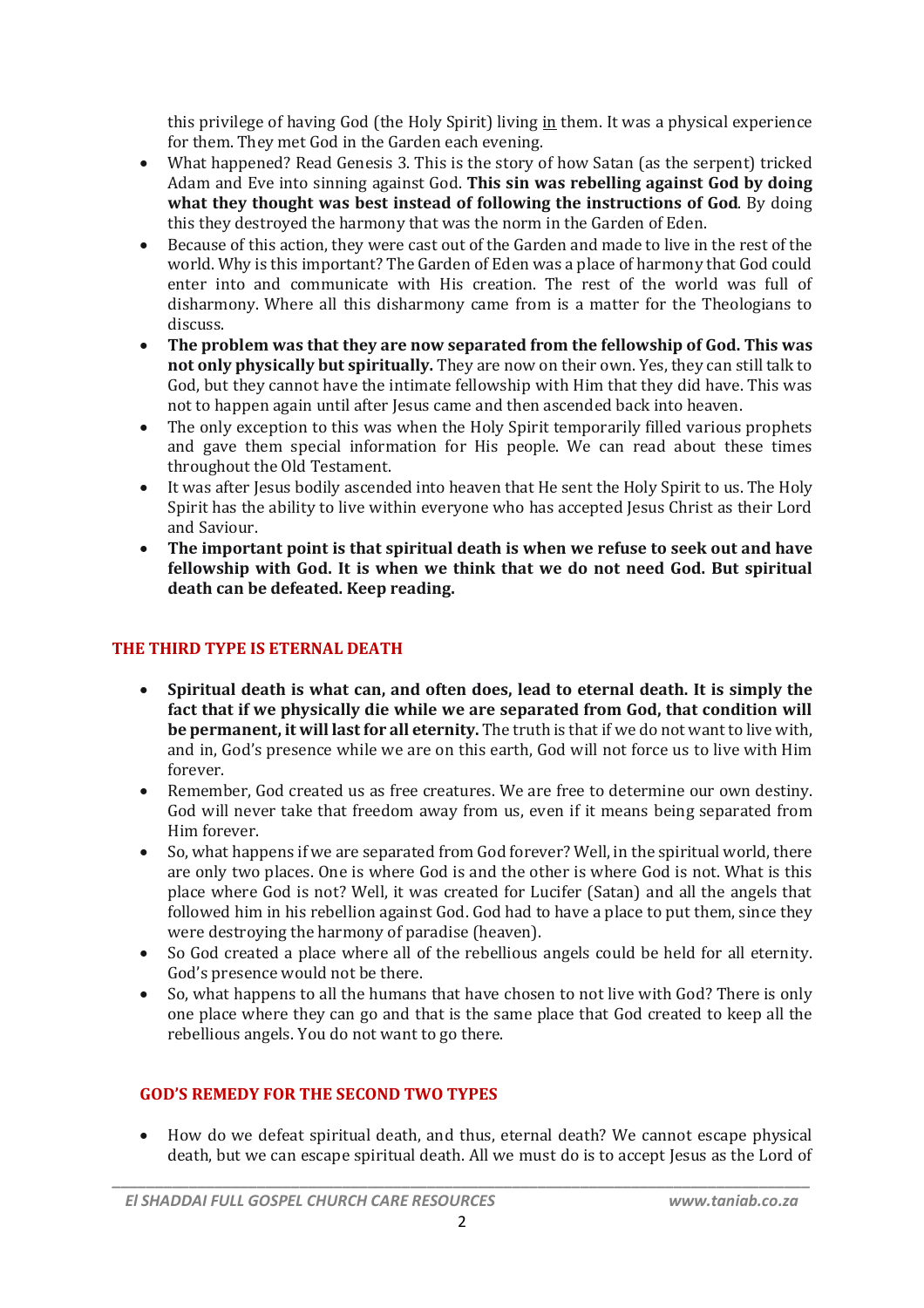this privilege of having God (the Holy Spirit) living <u>in</u> them. It was a physical experience for them. They met God in the Garden each evening.

- What happened? Read Genesis 3. This is the story of how Satan (as the serpent) tricked Adam and Eve into sinning against God. **This sin was rebelling against God by doing what they thought was best instead of following the instructions of God**. By doing this they destroyed the harmony that was the norm in the Garden of Eden.
- Because of this action, they were cast out of the Garden and made to live in the rest of the world. Why is this important? The Garden of Eden was a place of harmony that God could enter into and communicate with His creation. The rest of the world was full of disharmony. Where all this disharmony came from is a matter for the Theologians to discuss.
- **The problem was that they are now separated from the fellowship of God. This was not only physically but spiritually.** They are now on their own. Yes, they can still talk to God, but they cannot have the intimate fellowship with Him that they did have. This was not to happen again until after Jesus came and then ascended back into heaven.
- The only exception to this was when the Holy Spirit temporarily filled various prophets and gave them special information for His people. We can read about these times throughout the Old Testament.
- It was after Jesus bodily ascended into heaven that He sent the Holy Spirit to us. The Holy Spirit has the ability to live within everyone who has accepted Jesus Christ as their Lord and Saviour.
- **The important point is that spiritual death is when we refuse to seek out and have fellowship with God. It is when we think that we do not need God. But spiritual death can be defeated. Keep reading.**

## THE THIRD TYPE IS ETERNAL DEATH

- **Spiritual death is what can, and often does, lead to eternal death. It is simply the fact that if we physically die while we are separated from God, that condition will be permanent, it will last for all eternity.** The truth is that if we do not want to live with, and in, God's presence while we are on this earth, God will not force us to live with Him forever.
- Remember, God created us as free creatures. We are free to determine our own destiny. God will never take that freedom away from us, even if it means being separated from Him forever.
- So, what happens if we are separated from God forever? Well, in the spiritual world, there are only two places. One is where God is and the other is where God is not. What is this place where God is not? Well, it was created for Lucifer (Satan) and all the angels that followed him in his rebellion against God. God had to have a place to put them, since they were destroying the harmony of paradise (heaven).
- So God created a place where all of the rebellious angels could be held for all eternity. God's presence would not be there.
- So, what happens to all the humans that have chosen to not live with God? There is only one place where they can go and that is the same place that God created to keep all the rebellious angels. You do not want to go there.

## GOD'S REMEDY FOR THE SECOND TWO TYPES

- How do we defeat spiritual death, and thus, eternal death? We cannot escape physical death, but we can escape spiritual death. All we must do is to accept Jesus as the Lord of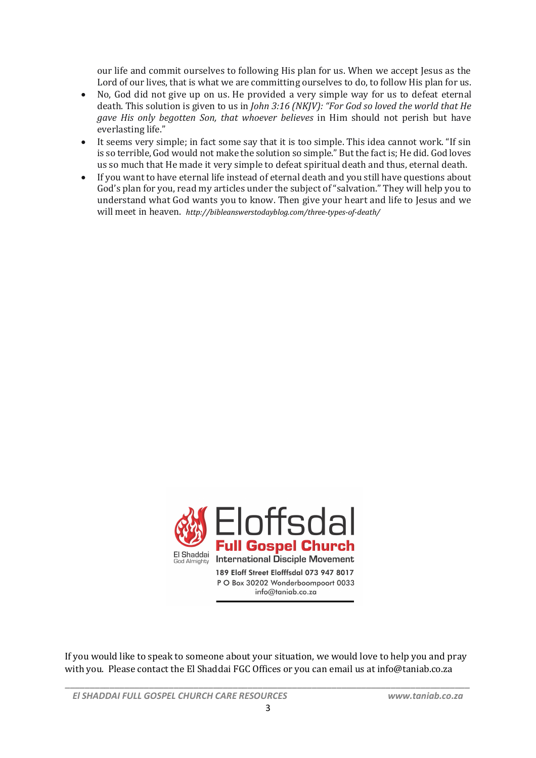our life and commit ourselves to following His plan for us. When we accept Jesus as the Lord of our lives, that is what we are committing ourselves to do, to follow His plan for us.

- No, God did not give up on us. He provided a very simple way for us to defeat eternal death. This solution is given to us in *John 3:16 (NKJV): "For God so loved the world that He gave His only begotten Son, that whoever believes* in Him should not perish but have everlasting life."
- It seems very simple; in fact some say that it is too simple. This idea cannot work. "If sin is so terrible, God would not make the solution so simple." But the fact is; He did. God loves us so much that He made it very simple to defeat spiritual death and thus, eternal death.
- If you want to have eternal life instead of eternal death and you still have questions about God's plan for you, read my articles under the subject of "salvation." They will help you to understand what God wants you to know. Then give your heart and life to Jesus and we will meet in heaven. *http://bibleanswerstodayblog.com/three-types-of-death/*

El Shaddai
God Almighty

Eloffsdal
**Full Gospel Church**
**International Disciple Movement**
189 Eloff Street Elofffsdal 073 947 8017
P O Box 30202 Wonderboompoort 0033
info@taniab.co.za

If you would like to speak to someone about your situation, we would love to help you and pray with you. Please contact the El Shaddai FGC Offices or you can email us at info@taniab.co.za